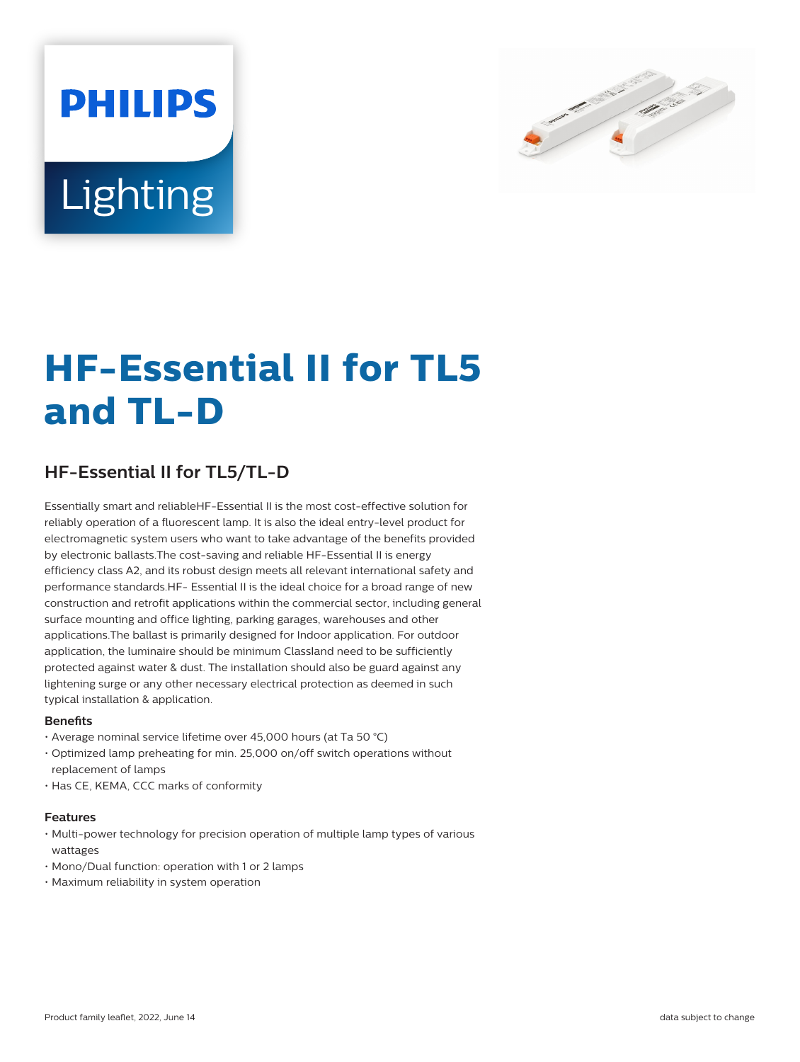PHILIPS

Lighting

# HF-Essential II for TL5 and TL-D

## HF-Essential II for TL5/TL-D

Essentially smart and reliableHF-Essential II is the most cost-effective solution for reliably operation of a fluorescent lamp. It is also the ideal entry-level product for electromagnetic system users who want to take advantage of the benefits provided by electronic ballasts.The cost-saving and reliable HF-Essential II is energy efficiency class A2, and its robust design meets all relevant international safety and performance standards.HF- Essential II is the ideal choice for a broad range of new construction and retrofit applications within the commercial sector, including general surface mounting and office lighting, parking garages, warehouses and other applications.The ballast is primarily designed for Indoor application. For outdoor application, the luminaire should be minimum ClassIand need to be sufficiently protected against water & dust. The installation should also be guard against any lightening surge or any other necessary electrical protection as deemed in such typical installation & application.

### Benefits

- Average nominal service lifetime over 45,000 hours (at Ta 50 °C)
- Optimized lamp preheating for min. 25,000 on/off switch operations without replacement of lamps
- Has CE, KEMA, CCC marks of conformity

### Features

- Multi-power technology for precision operation of multiple lamp types of various wattages
- Mono/Dual function: operation with 1 or 2 lamps
- Maximum reliability in system operation

Product family leaflet, 2022, June 14

data subject to change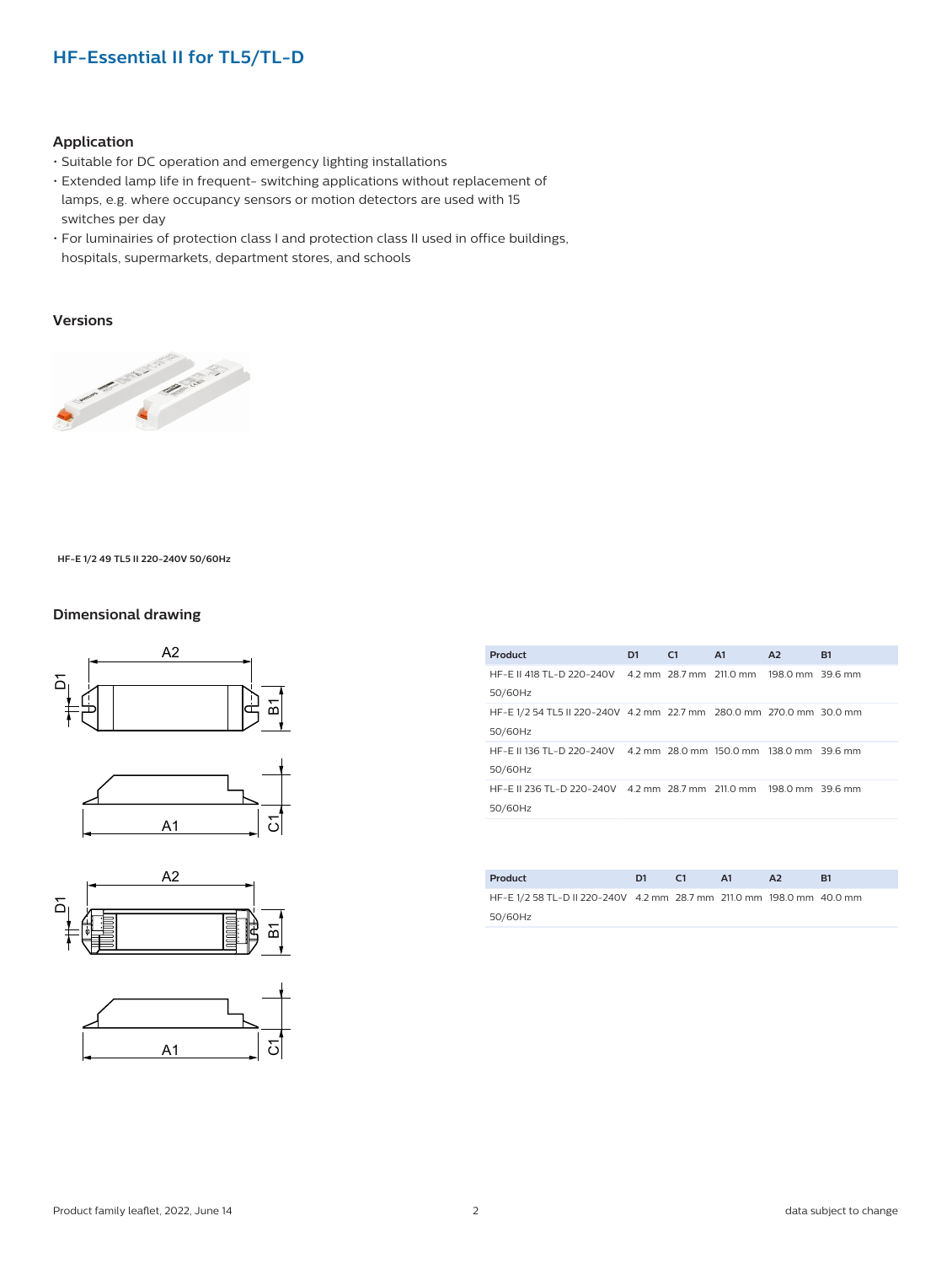## HF-Essential II for TL5/TL-D

### Application

- Suitable for DC operation and emergency lighting installations
- Extended lamp life in frequent- switching applications without replacement of lamps, e.g. where occupancy sensors or motion detectors are used with 15 switches per day
- For luminairies of protection class I and protection class II used in office buildings, hospitals, supermarkets, department stores, and schools

### Versions

HF-E 1/2 49 TL5 II 220-240V 50/60Hz

### Dimensional drawing

| Product | D1 | C1 | A1 | A2 | B1 |
|---|---|---|---|---|---|
| HF-E II 418 TL-D 220-240V 50/60Hz | 4.2 mm | 28.7 mm | 211.0 mm | 198.0 mm | 39.6 mm |
| HF-E 1/2 54 TL5 II 220-240V 50/60Hz | 4.2 mm | 22.7 mm | 280.0 mm | 270.0 mm | 30.0 mm |
| HF-E II 136 TL-D 220-240V 50/60Hz | 4.2 mm | 28.0 mm | 150.0 mm | 138.0 mm | 39.6 mm |
| HF-E II 236 TL-D 220-240V 50/60Hz | 4.2 mm | 28.7 mm | 211.0 mm | 198.0 mm | 39.6 mm |

| Product | D1 | C1 | A1 | A2 | B1 |
|---|---|---|---|---|---|
| HF-E 1/2 58 TL-D II 220-240V 50/60Hz | 4.2 mm | 28.7 mm | 211.0 mm | 198.0 mm | 40.0 mm |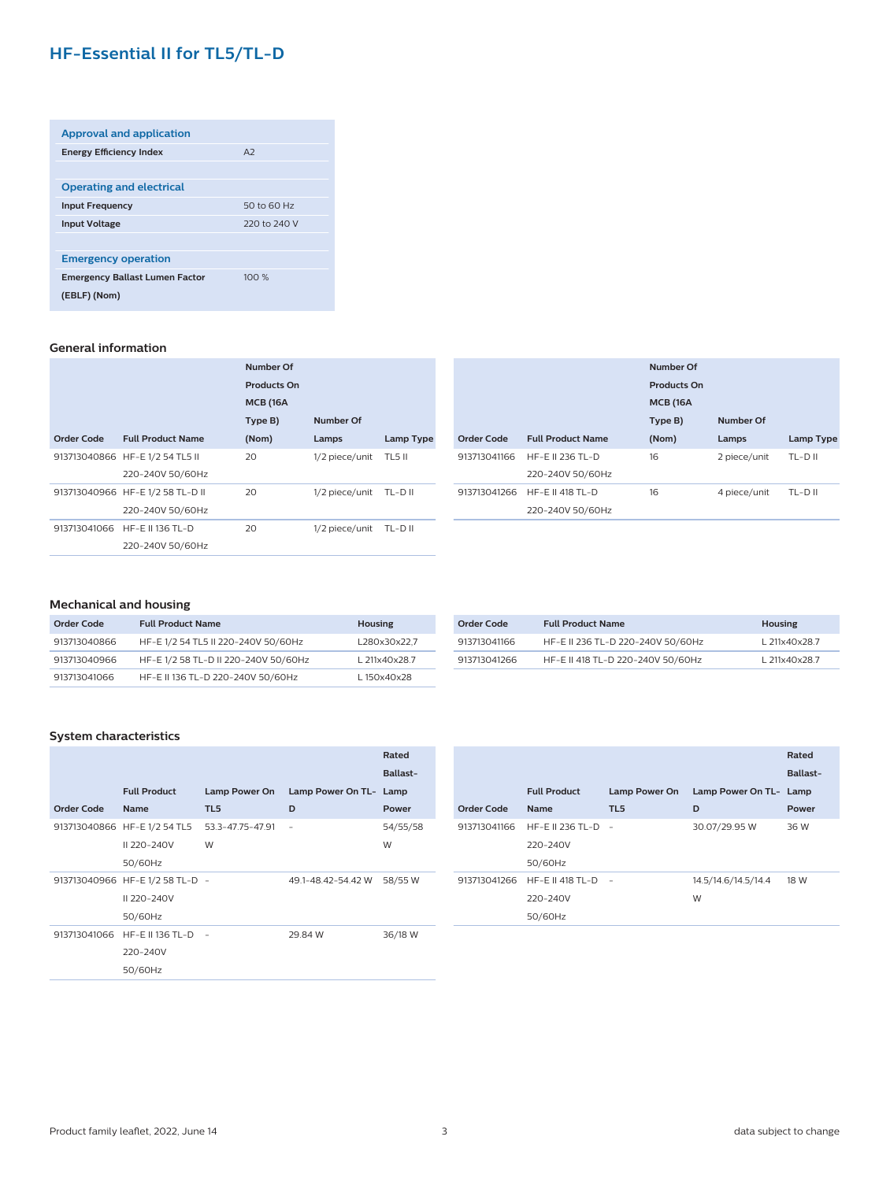# HF-Essential II for TL5/TL-D

| Approval and application | |
|---|---|
| **Energy Efficiency Index** | A2 |
| **Operating and electrical** | |
| **Input Frequency** | 50 to 60 Hz |
| **Input Voltage** | 220 to 240 V |
| **Emergency operation** | |
| **Emergency Ballast Lumen Factor (EBLF) (Nom)** | 100 % |

### General information

| Order Code | Full Product Name | Number Of Products On MCB (16A Type B) (Nom) | Number Of Lamps | Lamp Type |
|---|---|---|---|---|
| 913713040866 | HF-E 1/2 54 TL5 II 220-240V 50/60Hz | 20 | 1/2 piece/unit | TL5 II |
| 913713040966 | HF-E 1/2 58 TL-D II 220-240V 50/60Hz | 20 | 1/2 piece/unit | TL-D II |
| 913713041066 | HF-E II 136 TL-D 220-240V 50/60Hz | 20 | 1/2 piece/unit | TL-D II |
| 913713041166 | HF-E II 236 TL-D 220-240V 50/60Hz | 16 | 2 piece/unit | TL-D II |
| 913713041266 | HF-E II 418 TL-D 220-240V 50/60Hz | 16 | 4 piece/unit | TL-D II |

### Mechanical and housing

| Order Code | Full Product Name | Housing |
|---|---|---|
| 913713040866 | HF-E 1/2 54 TL5 II 220-240V 50/60Hz | L280x30x22.7 |
| 913713040966 | HF-E 1/2 58 TL-D II 220-240V 50/60Hz | L 211x40x28.7 |
| 913713041066 | HF-E II 136 TL-D 220-240V 50/60Hz | L 150x40x28 |
| 913713041166 | HF-E II 236 TL-D 220-240V 50/60Hz | L 211x40x28.7 |
| 913713041266 | HF-E II 418 TL-D 220-240V 50/60Hz | L 211x40x28.7 |

### System characteristics

| Order Code | Full Product Name | Lamp Power On TL5 | Lamp Power On TL-D | Rated Ballast-Lamp Power |
|---|---|---|---|---|
| 913713040866 | HF-E 1/2 54 TL5 II 220-240V 50/60Hz | 53.3-47.75-47.91 W | - | 54/55/58 W |
| 913713040966 | HF-E 1/2 58 TL-D II 220-240V 50/60Hz | - | 49.1-48.42-54.42 W | 58/55 W |
| 913713041066 | HF-E II 136 TL-D 220-240V 50/60Hz | - | 29.84 W | 36/18 W |
| 913713041166 | HF-E II 236 TL-D 220-240V 50/60Hz | - | 30.07/29.95 W | 36 W |
| 913713041266 | HF-E II 418 TL-D 220-240V 50/60Hz | - | 14.5/14.6/14.5/14.4 W | 18 W |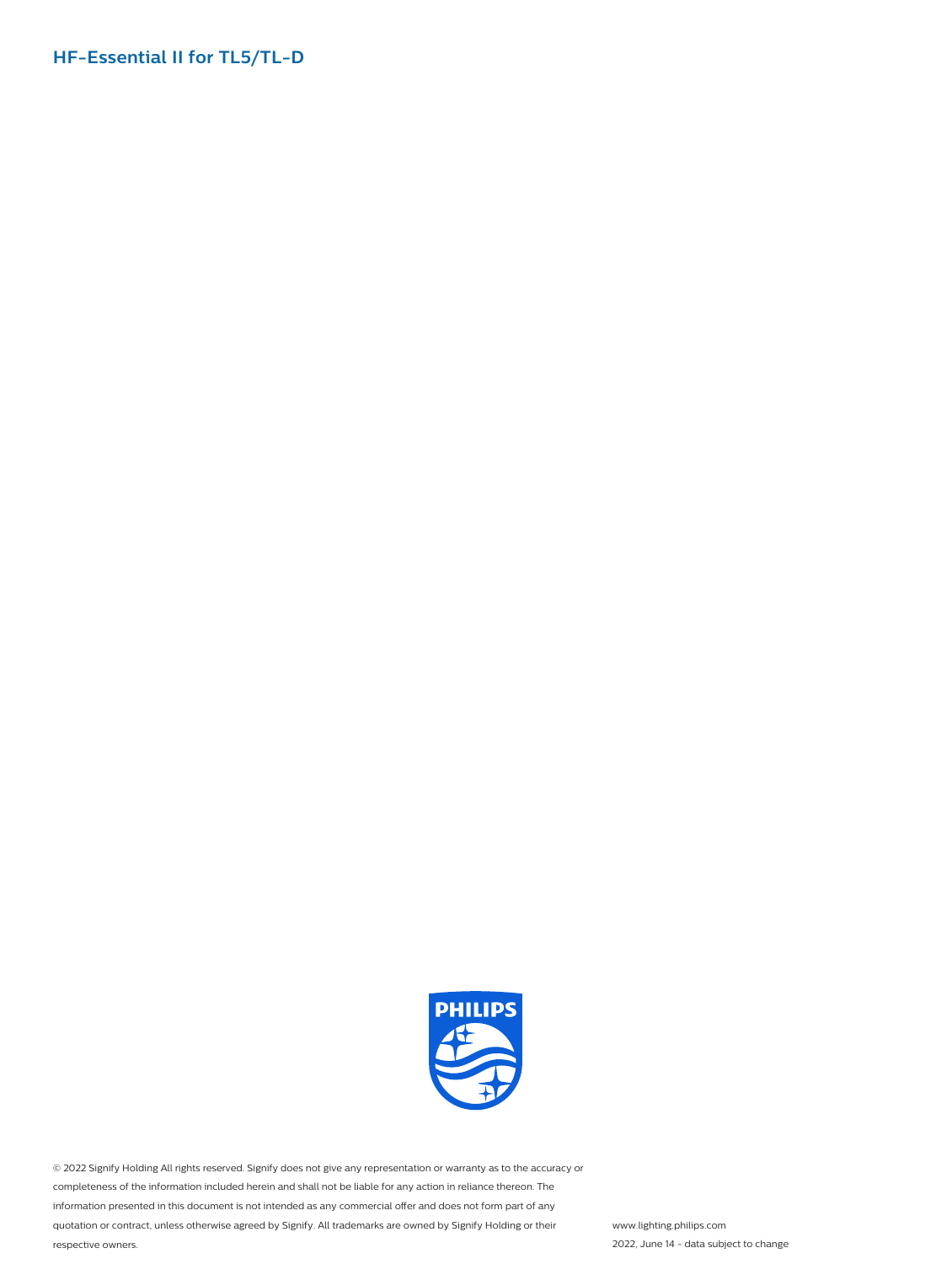© 2022 Signify Holding All rights reserved. Signify does not give any representation or warranty as to the accuracy or completeness of the information included herein and shall not be liable for any action in reliance thereon. The information presented in this document is not intended as any commercial offer and does not form part of any quotation or contract, unless otherwise agreed by Signify. All trademarks are owned by Signify Holding or their respective owners.

www.lighting.philips.com

2022, June 14 - data subject to change